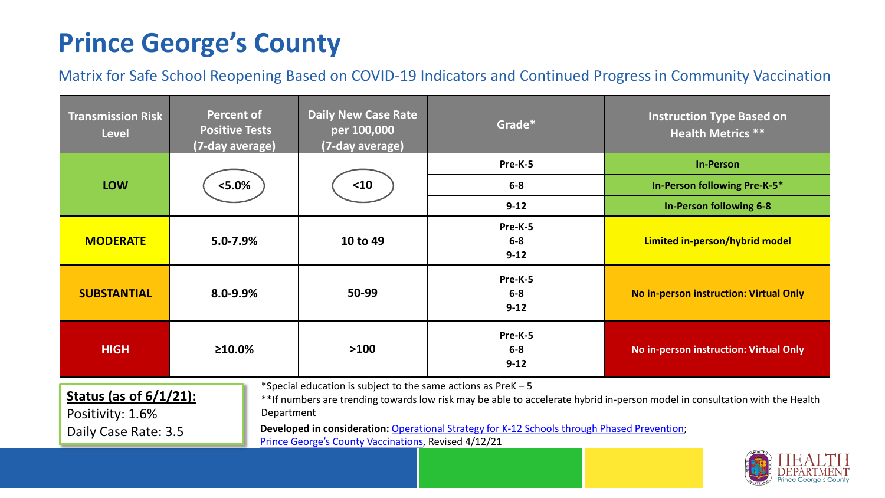# Prince George's County

## Matrix for Safe School Reopening Based on COVID-19 Indicators and Continued Progress in Community Vaccination

| Transmission Risk Level | Percent of Positive Tests (7-day average) | Daily New Case Rate per 100,000 (7-day average) | Grade* | Instruction Type Based on Health Metrics ** |
|---|---|---|---|---|
| LOW | <5.0% | <10 | Pre-K-5 | In-Person |
| | | | 6-8 | In-Person following Pre-K-5* |
| | | | 9-12 | In-Person following 6-8 |
| MODERATE | 5.0-7.9% | 10 to 49 | Pre-K-5<br>6-8<br>9-12 | Limited in-person/hybrid model |
| SUBSTANTIAL | 8.0-9.9% | 50-99 | Pre-K-5<br>6-8<br>9-12 | No in-person instruction: Virtual Only |
| HIGH | ≥10.0% | >100 | Pre-K-5<br>6-8<br>9-12 | No in-person instruction: Virtual Only |

**Status (as of 6/1/21):**
Positivity: 1.6%
Daily Case Rate: 3.5

*Special education is subject to the same actions as PreK – 5

**If numbers are trending towards low risk may be able to accelerate hybrid in-person model in consultation with the Health Department

**Developed in consideration:** Operational Strategy for K-12 Schools through Phased Prevention; Prince George's County Vaccinations, Revised 4/12/21

HEALTH DEPARTMENT Prince George's County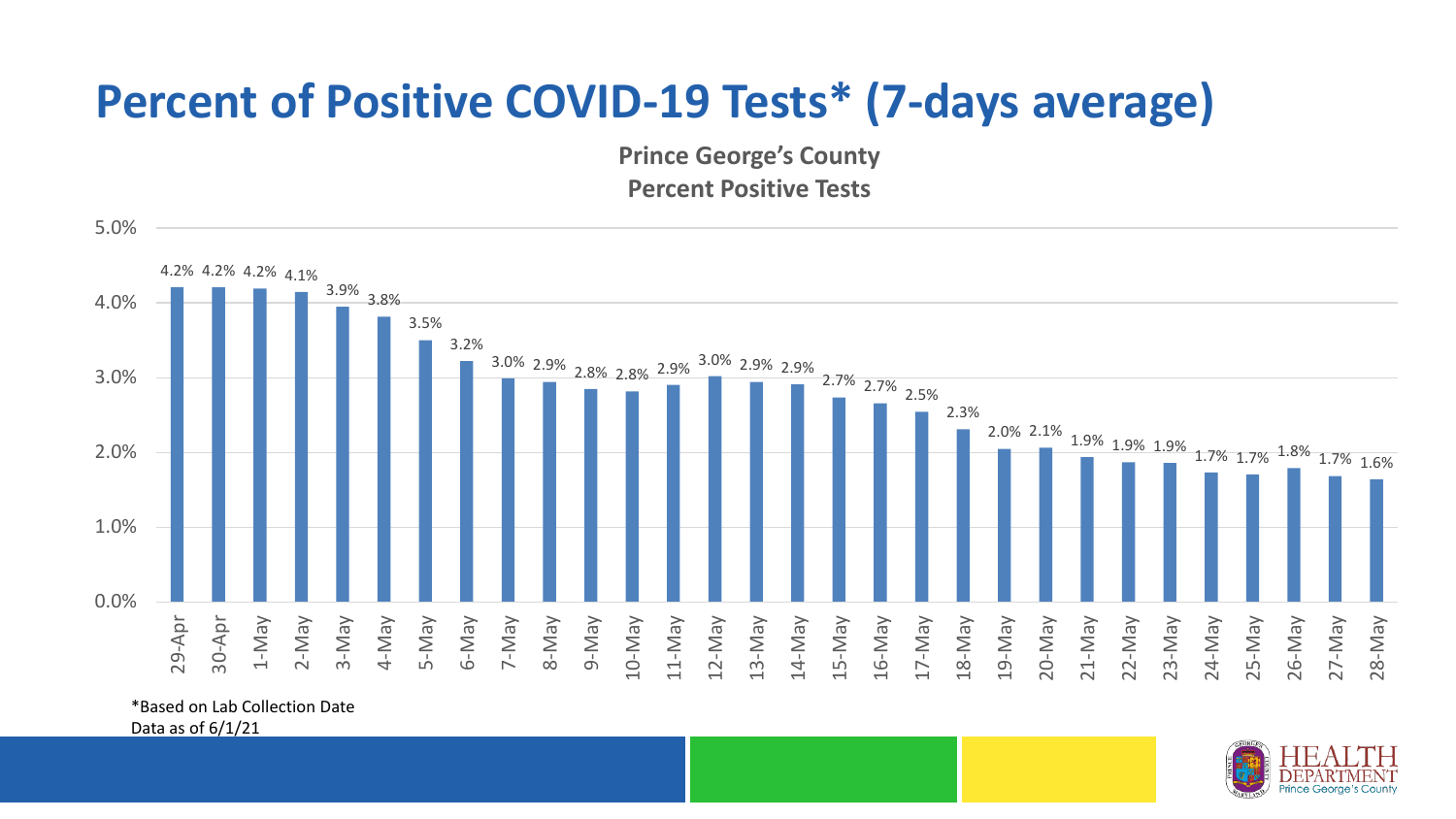# Percent of Positive COVID-19 Tests* (7-days average)

**Prince George's County**
**Percent Positive Tests**

5.0%
4.0%
3.0%
2.0%
1.0%
0.0%

4.2% 4.2% 4.2% 4.1% 3.9% 3.8% 3.5% 3.2% 3.0% 2.9% 2.8% 2.8% 2.9% 3.0% 2.9% 2.9% 2.7% 2.7% 2.5% 2.3% 2.0% 2.1% 1.9% 1.9% 1.9% 1.7% 1.7% 1.8% 1.7% 1.6%

29-Apr 30-Apr 1-May 2-May 3-May 4-May 5-May 6-May 7-May 8-May 9-May 10-May 11-May 12-May 13-May 14-May 15-May 16-May 17-May 18-May 19-May 20-May 21-May 22-May 23-May 24-May 25-May 26-May 27-May 28-May

*Based on Lab Collection Date
Data as of 6/1/21

HEALTH DEPARTMENT
Prince George's County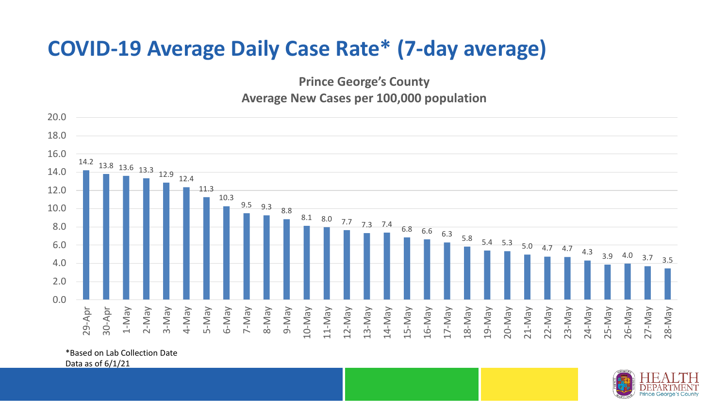# COVID-19 Average Daily Case Rate* (7-day average)

**Prince George's County**
**Average New Cases per 100,000 population**

20.0
18.0
16.0
14.0
12.0
10.0
8.0
6.0
4.0
2.0
0.0

14.2 13.8 13.6 13.3 12.9 12.4 11.3 10.3 9.5 9.3 8.8 8.1 8.0 7.7 7.3 7.4 6.8 6.6 6.3 5.8 5.4 5.3 5.0 4.7 4.7 4.3 3.9 4.0 3.7 3.5

29-Apr 30-Apr 1-May 2-May 3-May 4-May 5-May 6-May 7-May 8-May 9-May 10-May 11-May 12-May 13-May 14-May 15-May 16-May 17-May 18-May 19-May 20-May 21-May 22-May 23-May 24-May 25-May 26-May 27-May 28-May

*Based on Lab Collection Date
Data as of 6/1/21

HEALTH DEPARTMENT
Prince George's County